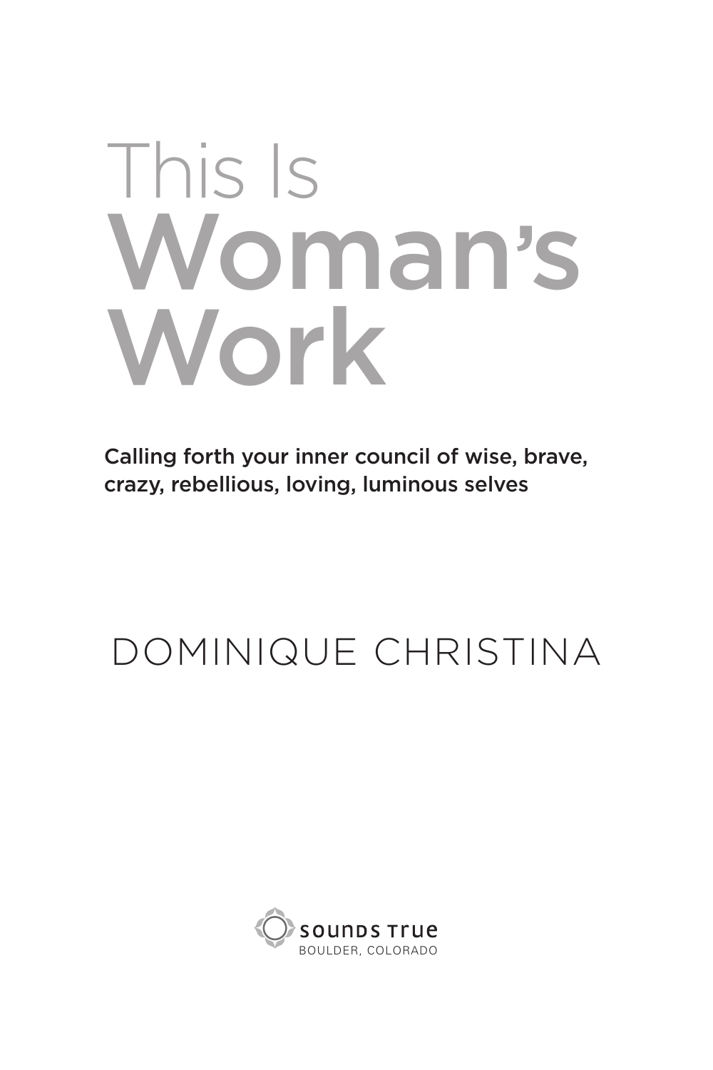# This Is Woman's Work

**Calling forth your inner council of wise, brave, crazy, rebellious, loving, luminous selves**

DOMINIQUE CHRISTINA

Sounds True
BOULDER, COLORADO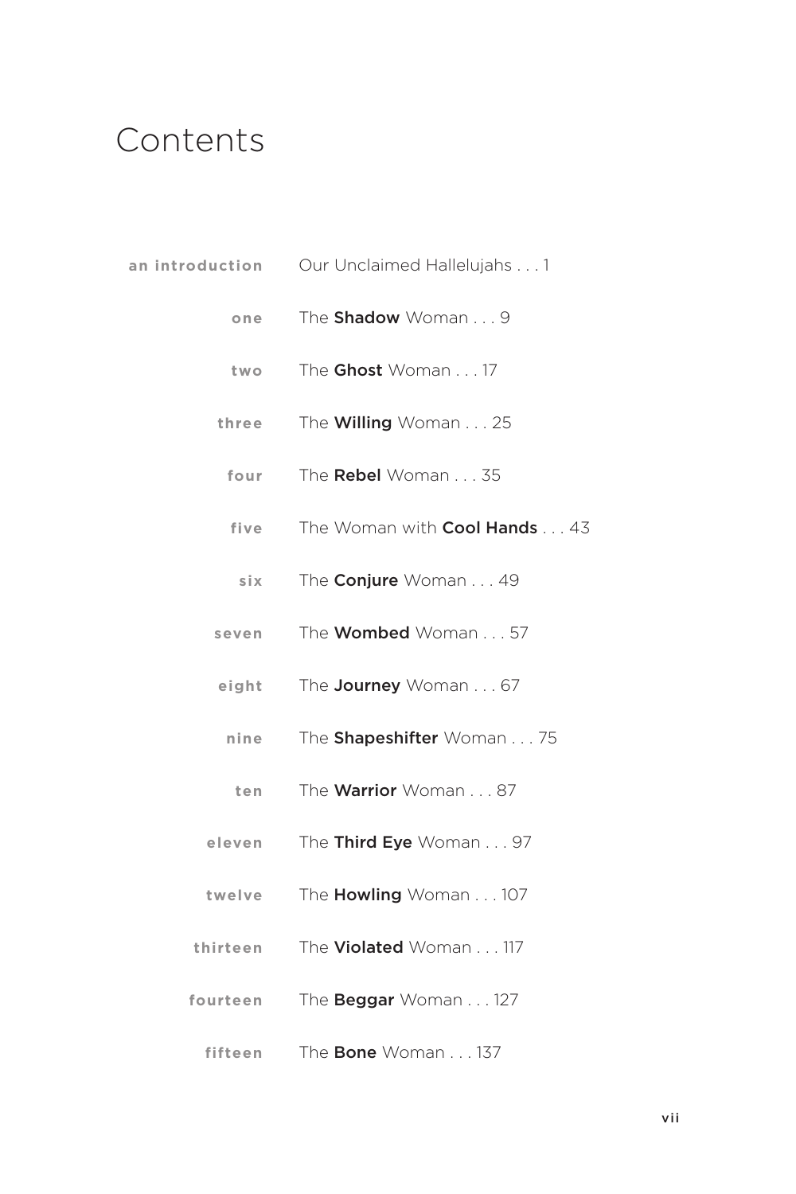# Contents

| | |
|---|---|
| **an introduction** | Our Unclaimed Hallelujahs . . . 1 |
| **one** | The **Shadow** Woman . . . 9 |
| **two** | The **Ghost** Woman . . . 17 |
| **three** | The **Willing** Woman . . . 25 |
| **four** | The **Rebel** Woman . . . 35 |
| **five** | The Woman with **Cool Hands** . . . 43 |
| **six** | The **Conjure** Woman . . . 49 |
| **seven** | The **Wombed** Woman . . . 57 |
| **eight** | The **Journey** Woman . . . 67 |
| **nine** | The **Shapeshifter** Woman . . . 75 |
| **ten** | The **Warrior** Woman . . . 87 |
| **eleven** | The **Third Eye** Woman . . . 97 |
| **twelve** | The **Howling** Woman . . . 107 |
| **thirteen** | The **Violated** Woman . . . 117 |
| **fourteen** | The **Beggar** Woman . . . 127 |
| **fifteen** | The **Bone** Woman . . . 137 |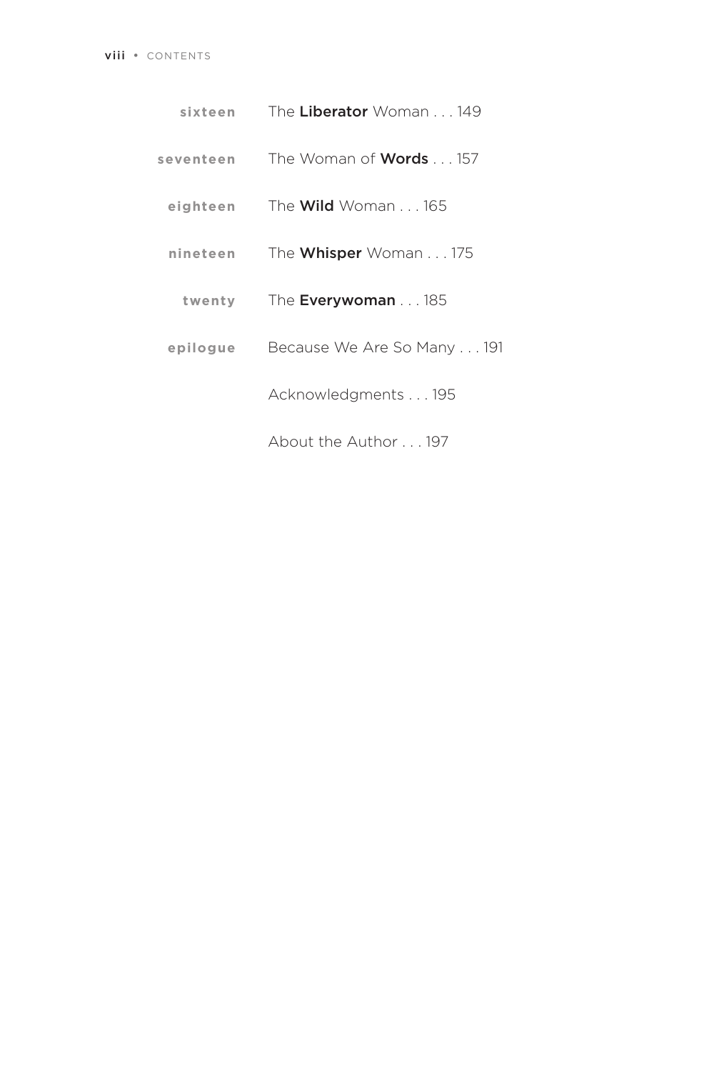| | |
|---|---|
| **sixteen** | The **Liberator** Woman . . . 149 |
| **seventeen** | The Woman of **Words** . . . 157 |
| **eighteen** | The **Wild** Woman . . . 165 |
| **nineteen** | The **Whisper** Woman . . . 175 |
| **twenty** | The **Everywoman** . . . 185 |
| **epilogue** | Because We Are So Many . . . 191 |
| | Acknowledgments . . . 195 |
| | About the Author . . . 197 |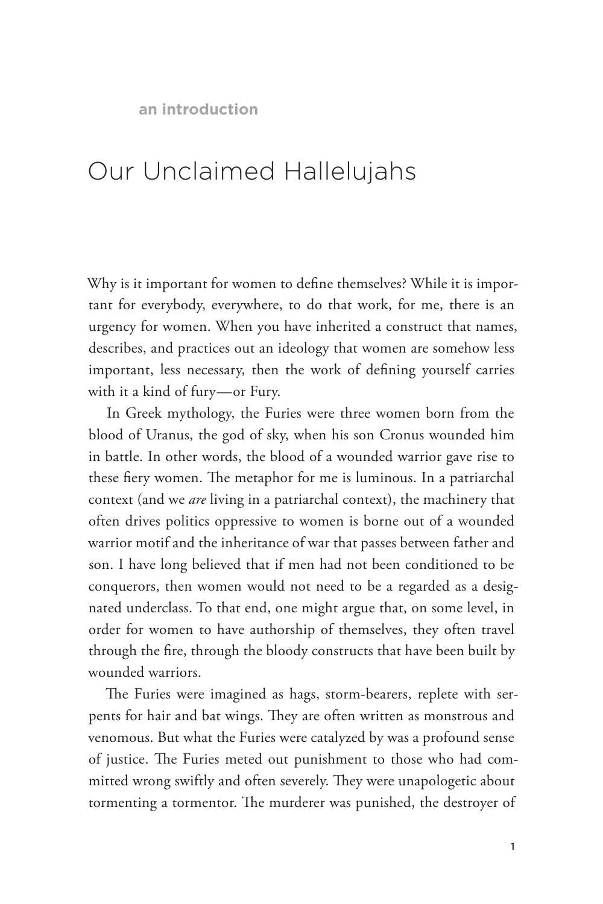an introduction

# Our Unclaimed Hallelujahs

Why is it important for women to define themselves? While it is important for everybody, everywhere, to do that work, for me, there is an urgency for women. When you have inherited a construct that names, describes, and practices out an ideology that women are somehow less important, less necessary, then the work of defining yourself carries with it a kind of fury—or Fury.

In Greek mythology, the Furies were three women born from the blood of Uranus, the god of sky, when his son Cronus wounded him in battle. In other words, the blood of a wounded warrior gave rise to these fiery women. The metaphor for me is luminous. In a patriarchal context (and we *are* living in a patriarchal context), the machinery that often drives politics oppressive to women is borne out of a wounded warrior motif and the inheritance of war that passes between father and son. I have long believed that if men had not been conditioned to be conquerors, then women would not need to be a regarded as a designated underclass. To that end, one might argue that, on some level, in order for women to have authorship of themselves, they often travel through the fire, through the bloody constructs that have been built by wounded warriors.

The Furies were imagined as hags, storm-bearers, replete with serpents for hair and bat wings. They are often written as monstrous and venomous. But what the Furies were catalyzed by was a profound sense of justice. The Furies meted out punishment to those who had committed wrong swiftly and often severely. They were unapologetic about tormenting a tormentor. The murderer was punished, the destroyer of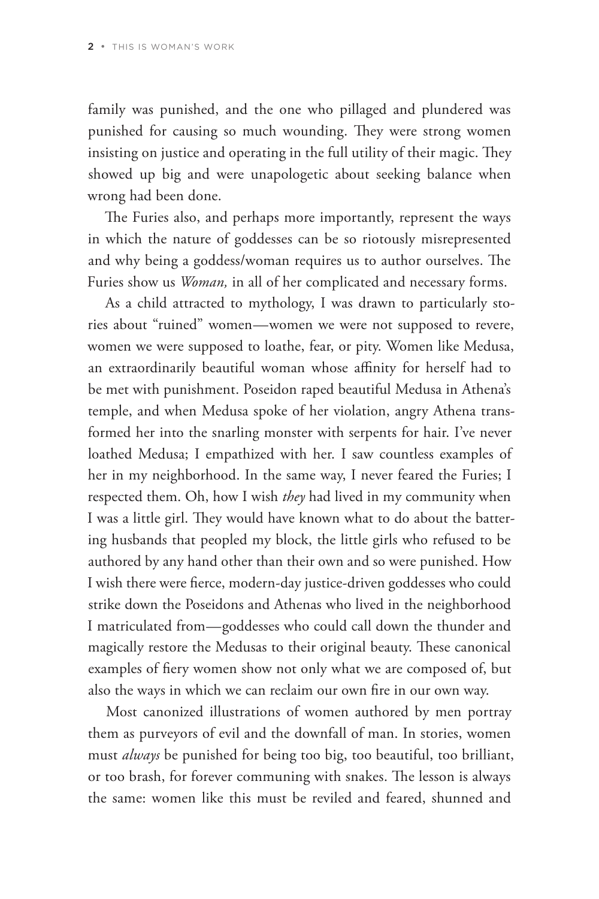family was punished, and the one who pillaged and plundered was punished for causing so much wounding. They were strong women insisting on justice and operating in the full utility of their magic. They showed up big and were unapologetic about seeking balance when wrong had been done.

The Furies also, and perhaps more importantly, represent the ways in which the nature of goddesses can be so riotously misrepresented and why being a goddess/woman requires us to author ourselves. The Furies show us *Woman,* in all of her complicated and necessary forms.

As a child attracted to mythology, I was drawn to particularly stories about "ruined" women—women we were not supposed to revere, women we were supposed to loathe, fear, or pity. Women like Medusa, an extraordinarily beautiful woman whose affinity for herself had to be met with punishment. Poseidon raped beautiful Medusa in Athena's temple, and when Medusa spoke of her violation, angry Athena transformed her into the snarling monster with serpents for hair. I've never loathed Medusa; I empathized with her. I saw countless examples of her in my neighborhood. In the same way, I never feared the Furies; I respected them. Oh, how I wish *they* had lived in my community when I was a little girl. They would have known what to do about the battering husbands that peopled my block, the little girls who refused to be authored by any hand other than their own and so were punished. How I wish there were fierce, modern-day justice-driven goddesses who could strike down the Poseidons and Athenas who lived in the neighborhood I matriculated from—goddesses who could call down the thunder and magically restore the Medusas to their original beauty. These canonical examples of fiery women show not only what we are composed of, but also the ways in which we can reclaim our own fire in our own way.

Most canonized illustrations of women authored by men portray them as purveyors of evil and the downfall of man. In stories, women must *always* be punished for being too big, too beautiful, too brilliant, or too brash, for forever communing with snakes. The lesson is always the same: women like this must be reviled and feared, shunned and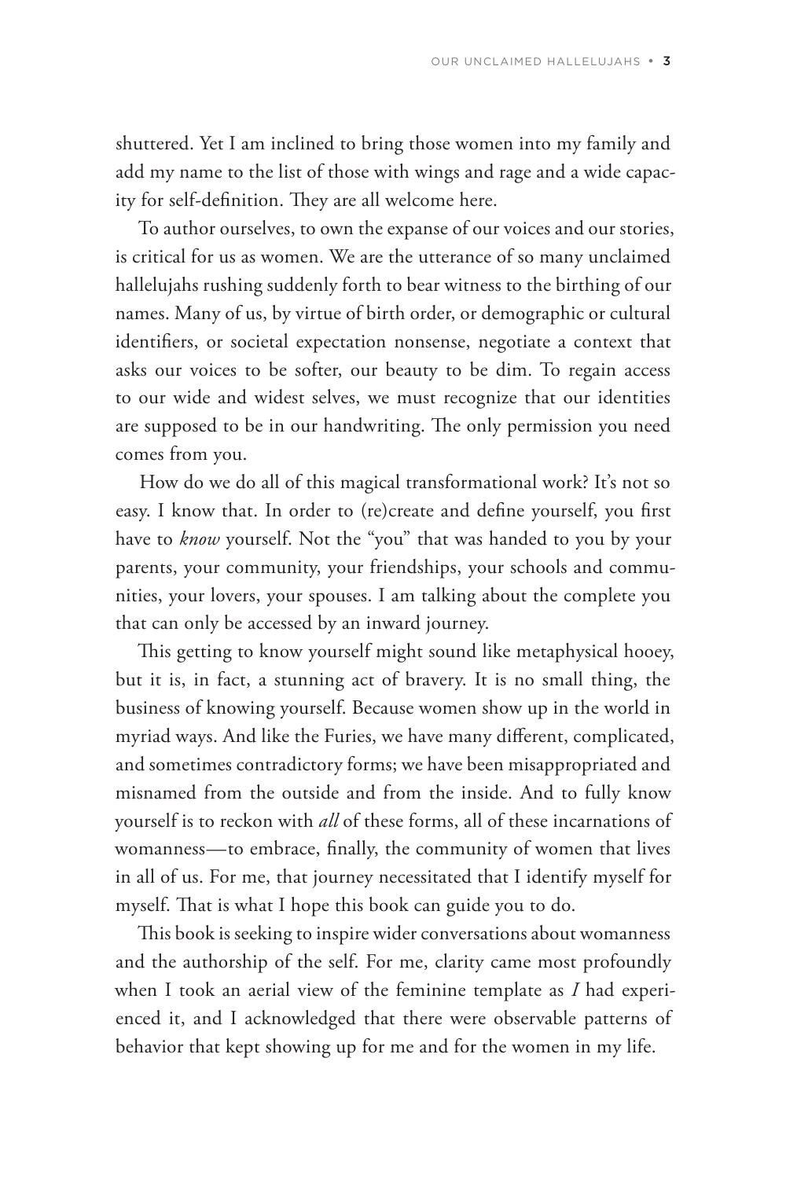shuttered. Yet I am inclined to bring those women into my family and add my name to the list of those with wings and rage and a wide capacity for self-definition. They are all welcome here.

To author ourselves, to own the expanse of our voices and our stories, is critical for us as women. We are the utterance of so many unclaimed hallelujahs rushing suddenly forth to bear witness to the birthing of our names. Many of us, by virtue of birth order, or demographic or cultural identifiers, or societal expectation nonsense, negotiate a context that asks our voices to be softer, our beauty to be dim. To regain access to our wide and widest selves, we must recognize that our identities are supposed to be in our handwriting. The only permission you need comes from you.

How do we do all of this magical transformational work? It's not so easy. I know that. In order to (re)create and define yourself, you first have to *know* yourself. Not the "you" that was handed to you by your parents, your community, your friendships, your schools and communities, your lovers, your spouses. I am talking about the complete you that can only be accessed by an inward journey.

This getting to know yourself might sound like metaphysical hooey, but it is, in fact, a stunning act of bravery. It is no small thing, the business of knowing yourself. Because women show up in the world in myriad ways. And like the Furies, we have many different, complicated, and sometimes contradictory forms; we have been misappropriated and misnamed from the outside and from the inside. And to fully know yourself is to reckon with *all* of these forms, all of these incarnations of womanness—to embrace, finally, the community of women that lives in all of us. For me, that journey necessitated that I identify myself for myself. That is what I hope this book can guide you to do.

This book is seeking to inspire wider conversations about womanness and the authorship of the self. For me, clarity came most profoundly when I took an aerial view of the feminine template as *I* had experienced it, and I acknowledged that there were observable patterns of behavior that kept showing up for me and for the women in my life.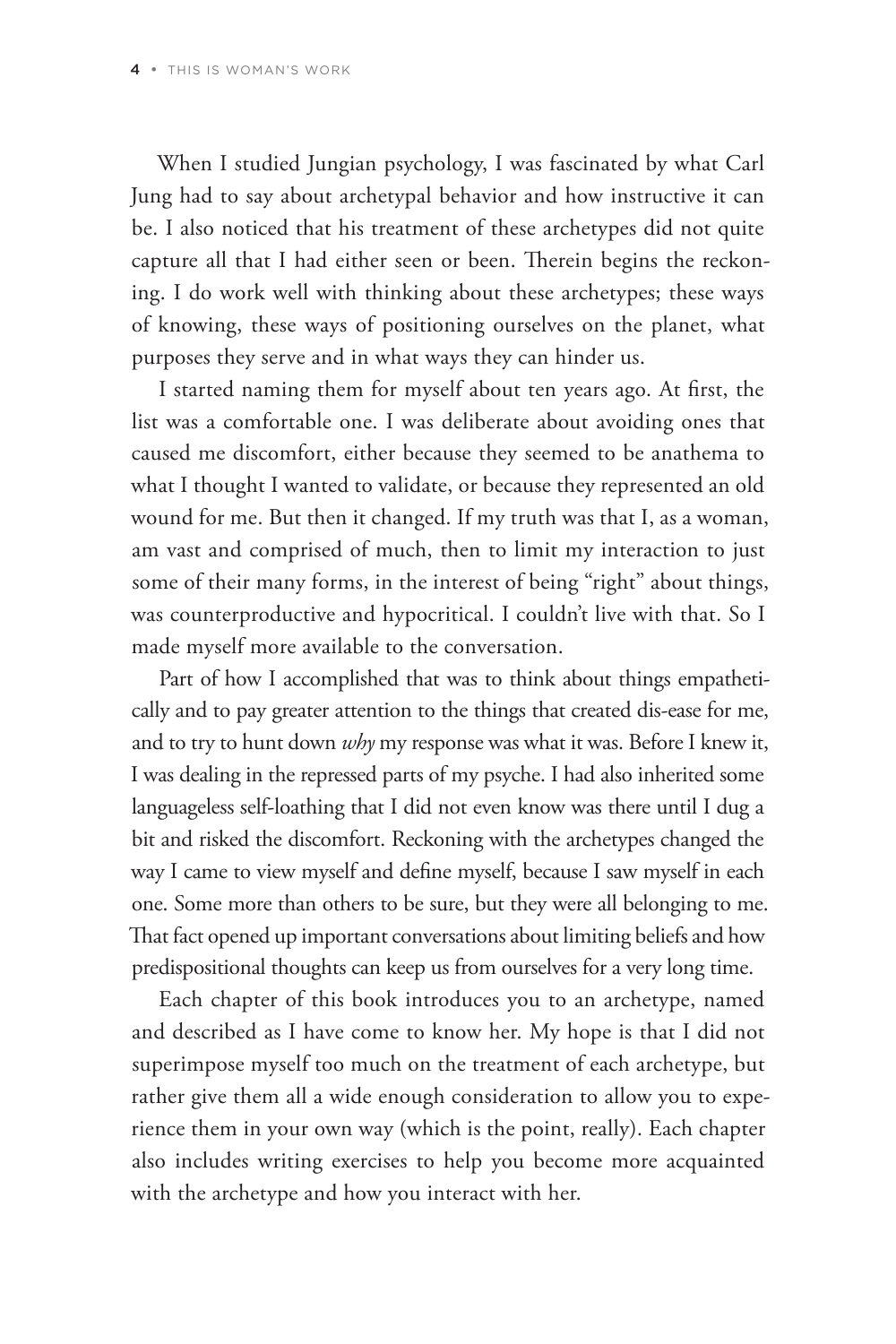When I studied Jungian psychology, I was fascinated by what Carl Jung had to say about archetypal behavior and how instructive it can be. I also noticed that his treatment of these archetypes did not quite capture all that I had either seen or been. Therein begins the reckoning. I do work well with thinking about these archetypes; these ways of knowing, these ways of positioning ourselves on the planet, what purposes they serve and in what ways they can hinder us.

I started naming them for myself about ten years ago. At first, the list was a comfortable one. I was deliberate about avoiding ones that caused me discomfort, either because they seemed to be anathema to what I thought I wanted to validate, or because they represented an old wound for me. But then it changed. If my truth was that I, as a woman, am vast and comprised of much, then to limit my interaction to just some of their many forms, in the interest of being "right" about things, was counterproductive and hypocritical. I couldn't live with that. So I made myself more available to the conversation.

Part of how I accomplished that was to think about things empathetically and to pay greater attention to the things that created dis-ease for me, and to try to hunt down *why* my response was what it was. Before I knew it, I was dealing in the repressed parts of my psyche. I had also inherited some languageless self-loathing that I did not even know was there until I dug a bit and risked the discomfort. Reckoning with the archetypes changed the way I came to view myself and define myself, because I saw myself in each one. Some more than others to be sure, but they were all belonging to me. That fact opened up important conversations about limiting beliefs and how predispositional thoughts can keep us from ourselves for a very long time.

Each chapter of this book introduces you to an archetype, named and described as I have come to know her. My hope is that I did not superimpose myself too much on the treatment of each archetype, but rather give them all a wide enough consideration to allow you to experience them in your own way (which is the point, really). Each chapter also includes writing exercises to help you become more acquainted with the archetype and how you interact with her.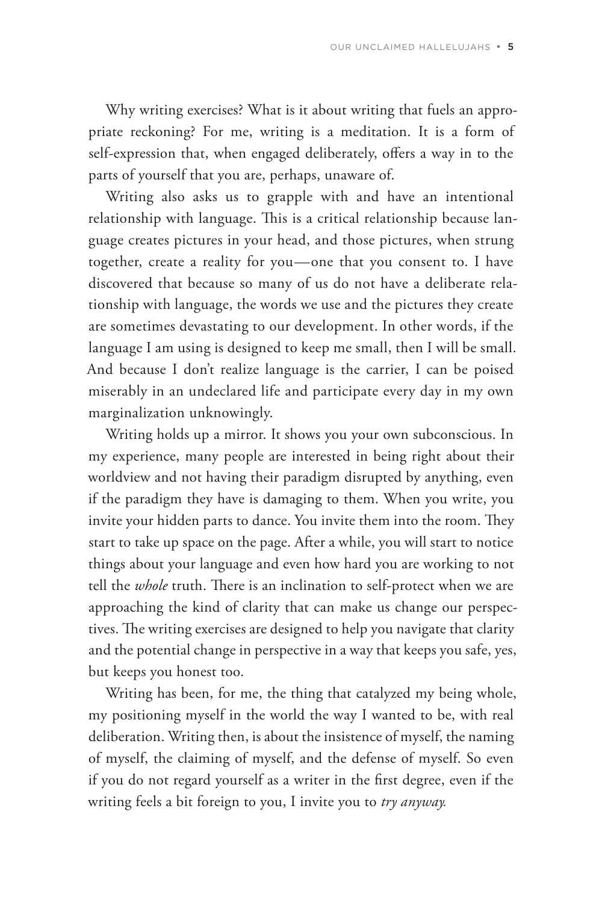Why writing exercises? What is it about writing that fuels an appropriate reckoning? For me, writing is a meditation. It is a form of self-expression that, when engaged deliberately, offers a way in to the parts of yourself that you are, perhaps, unaware of.

Writing also asks us to grapple with and have an intentional relationship with language. This is a critical relationship because language creates pictures in your head, and those pictures, when strung together, create a reality for you—one that you consent to. I have discovered that because so many of us do not have a deliberate relationship with language, the words we use and the pictures they create are sometimes devastating to our development. In other words, if the language I am using is designed to keep me small, then I will be small. And because I don't realize language is the carrier, I can be poised miserably in an undeclared life and participate every day in my own marginalization unknowingly.

Writing holds up a mirror. It shows you your own subconscious. In my experience, many people are interested in being right about their worldview and not having their paradigm disrupted by anything, even if the paradigm they have is damaging to them. When you write, you invite your hidden parts to dance. You invite them into the room. They start to take up space on the page. After a while, you will start to notice things about your language and even how hard you are working to not tell the *whole* truth. There is an inclination to self-protect when we are approaching the kind of clarity that can make us change our perspectives. The writing exercises are designed to help you navigate that clarity and the potential change in perspective in a way that keeps you safe, yes, but keeps you honest too.

Writing has been, for me, the thing that catalyzed my being whole, my positioning myself in the world the way I wanted to be, with real deliberation. Writing then, is about the insistence of myself, the naming of myself, the claiming of myself, and the defense of myself. So even if you do not regard yourself as a writer in the first degree, even if the writing feels a bit foreign to you, I invite you to *try anyway.*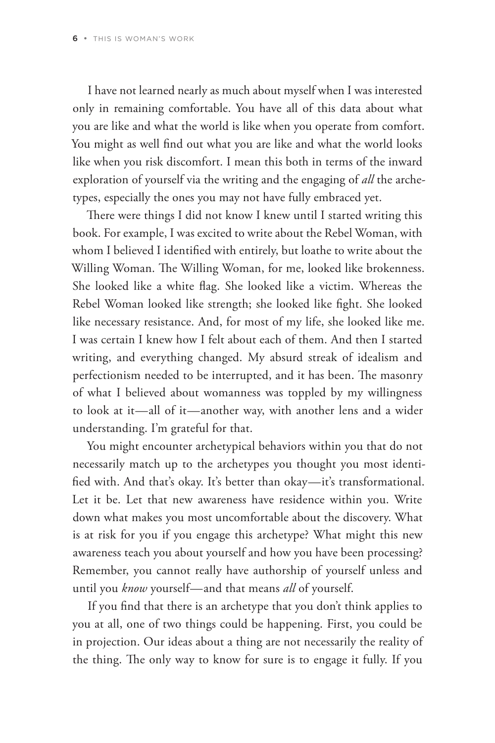I have not learned nearly as much about myself when I was interested only in remaining comfortable. You have all of this data about what you are like and what the world is like when you operate from comfort. You might as well find out what you are like and what the world looks like when you risk discomfort. I mean this both in terms of the inward exploration of yourself via the writing and the engaging of *all* the archetypes, especially the ones you may not have fully embraced yet.

There were things I did not know I knew until I started writing this book. For example, I was excited to write about the Rebel Woman, with whom I believed I identified with entirely, but loathe to write about the Willing Woman. The Willing Woman, for me, looked like brokenness. She looked like a white flag. She looked like a victim. Whereas the Rebel Woman looked like strength; she looked like fight. She looked like necessary resistance. And, for most of my life, she looked like me. I was certain I knew how I felt about each of them. And then I started writing, and everything changed. My absurd streak of idealism and perfectionism needed to be interrupted, and it has been. The masonry of what I believed about womanness was toppled by my willingness to look at it—all of it—another way, with another lens and a wider understanding. I'm grateful for that.

You might encounter archetypical behaviors within you that do not necessarily match up to the archetypes you thought you most identified with. And that's okay. It's better than okay—it's transformational. Let it be. Let that new awareness have residence within you. Write down what makes you most uncomfortable about the discovery. What is at risk for you if you engage this archetype? What might this new awareness teach you about yourself and how you have been processing? Remember, you cannot really have authorship of yourself unless and until you *know* yourself—and that means *all* of yourself.

If you find that there is an archetype that you don't think applies to you at all, one of two things could be happening. First, you could be in projection. Our ideas about a thing are not necessarily the reality of the thing. The only way to know for sure is to engage it fully. If you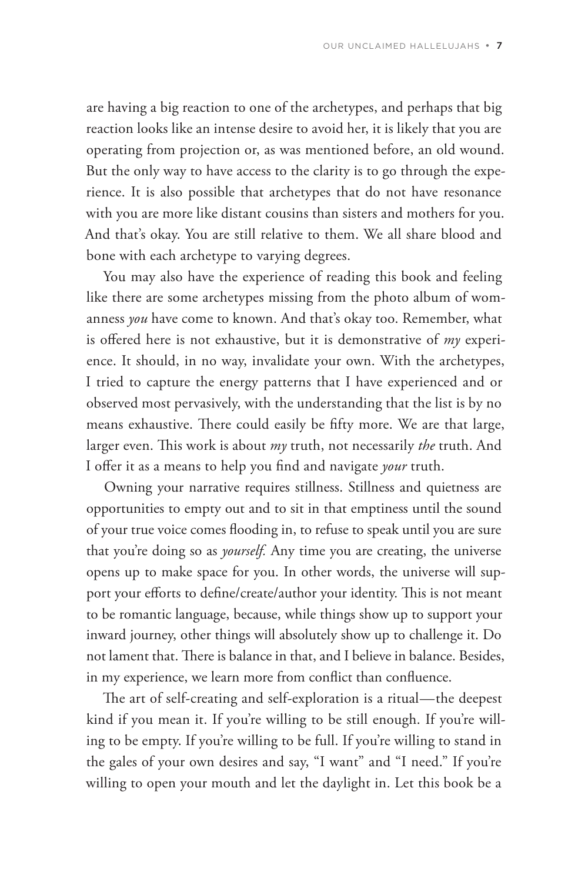are having a big reaction to one of the archetypes, and perhaps that big reaction looks like an intense desire to avoid her, it is likely that you are operating from projection or, as was mentioned before, an old wound. But the only way to have access to the clarity is to go through the experience. It is also possible that archetypes that do not have resonance with you are more like distant cousins than sisters and mothers for you. And that's okay. You are still relative to them. We all share blood and bone with each archetype to varying degrees.

You may also have the experience of reading this book and feeling like there are some archetypes missing from the photo album of womanness *you* have come to known. And that's okay too. Remember, what is offered here is not exhaustive, but it is demonstrative of *my* experience. It should, in no way, invalidate your own. With the archetypes, I tried to capture the energy patterns that I have experienced and or observed most pervasively, with the understanding that the list is by no means exhaustive. There could easily be fifty more. We are that large, larger even. This work is about *my* truth, not necessarily *the* truth. And I offer it as a means to help you find and navigate *your* truth.

Owning your narrative requires stillness. Stillness and quietness are opportunities to empty out and to sit in that emptiness until the sound of your true voice comes flooding in, to refuse to speak until you are sure that you're doing so as *yourself.* Any time you are creating, the universe opens up to make space for you. In other words, the universe will support your efforts to define/create/author your identity. This is not meant to be romantic language, because, while things show up to support your inward journey, other things will absolutely show up to challenge it. Do not lament that. There is balance in that, and I believe in balance. Besides, in my experience, we learn more from conflict than confluence.

The art of self-creating and self-exploration is a ritual—the deepest kind if you mean it. If you're willing to be still enough. If you're willing to be empty. If you're willing to be full. If you're willing to stand in the gales of your own desires and say, "I want" and "I need." If you're willing to open your mouth and let the daylight in. Let this book be a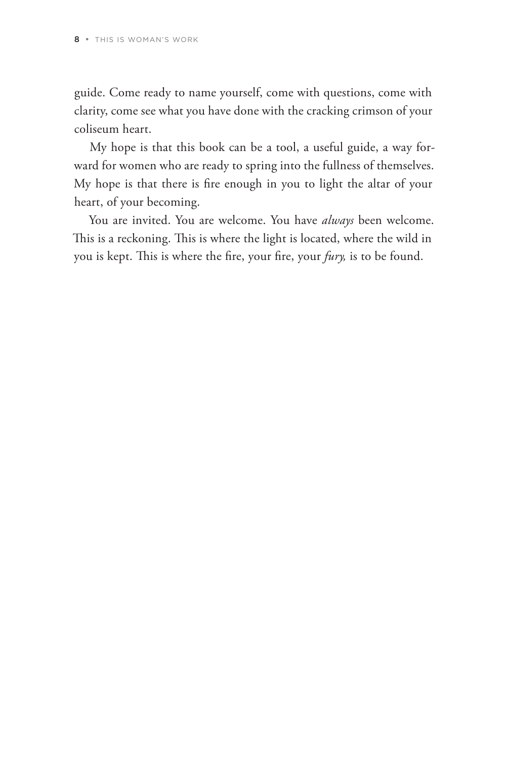guide. Come ready to name yourself, come with questions, come with clarity, come see what you have done with the cracking crimson of your coliseum heart.

My hope is that this book can be a tool, a useful guide, a way forward for women who are ready to spring into the fullness of themselves. My hope is that there is fire enough in you to light the altar of your heart, of your becoming.

You are invited. You are welcome. You have *always* been welcome. This is a reckoning. This is where the light is located, where the wild in you is kept. This is where the fire, your fire, your *fury,* is to be found.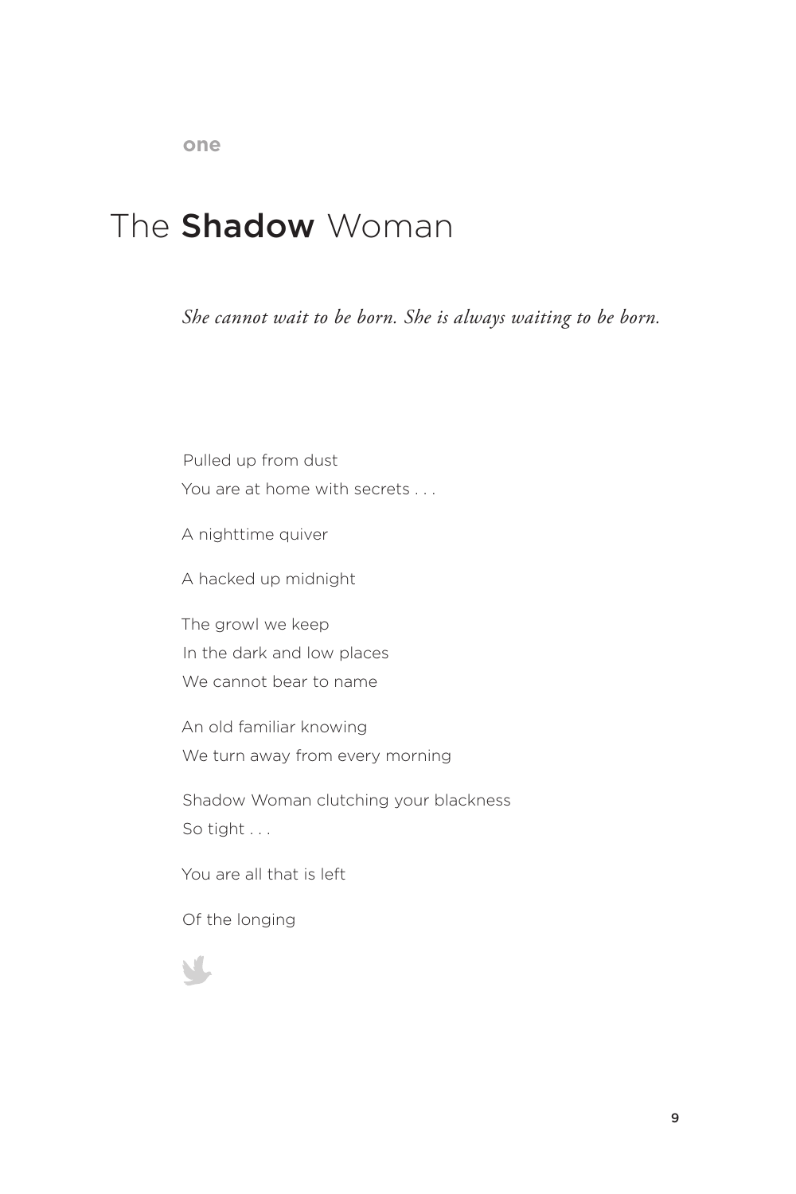one

# The **Shadow** Woman

*She cannot wait to be born. She is always waiting to be born.*

Pulled up from dust
You are at home with secrets . . .

A nighttime quiver

A hacked up midnight

The growl we keep
In the dark and low places
We cannot bear to name

An old familiar knowing
We turn away from every morning

Shadow Woman clutching your blackness
So tight . . .

You are all that is left

Of the longing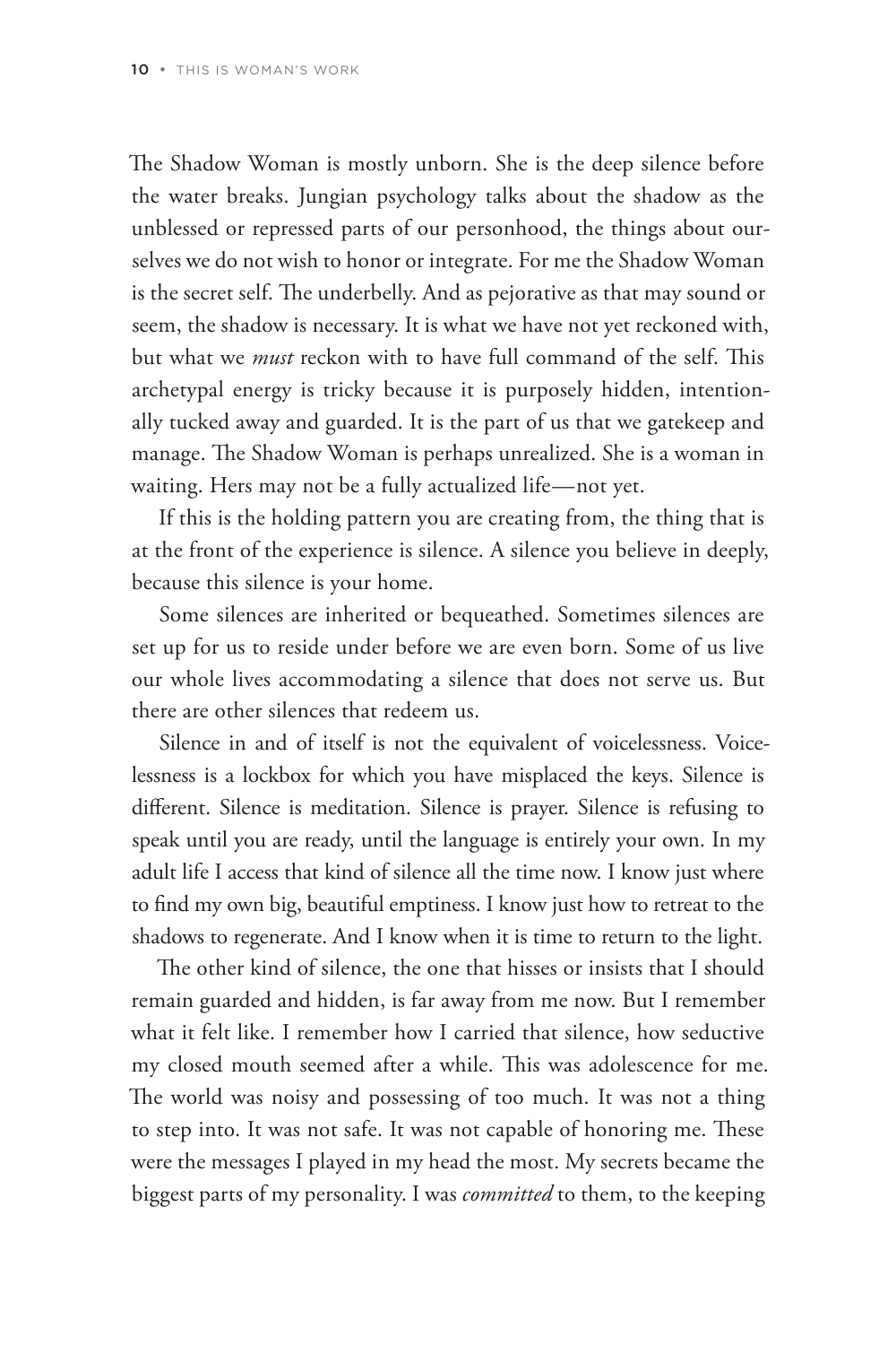The Shadow Woman is mostly unborn. She is the deep silence before the water breaks. Jungian psychology talks about the shadow as the unblessed or repressed parts of our personhood, the things about ourselves we do not wish to honor or integrate. For me the Shadow Woman is the secret self. The underbelly. And as pejorative as that may sound or seem, the shadow is necessary. It is what we have not yet reckoned with, but what we *must* reckon with to have full command of the self. This archetypal energy is tricky because it is purposely hidden, intentionally tucked away and guarded. It is the part of us that we gatekeep and manage. The Shadow Woman is perhaps unrealized. She is a woman in waiting. Hers may not be a fully actualized life—not yet.

If this is the holding pattern you are creating from, the thing that is at the front of the experience is silence. A silence you believe in deeply, because this silence is your home.

Some silences are inherited or bequeathed. Sometimes silences are set up for us to reside under before we are even born. Some of us live our whole lives accommodating a silence that does not serve us. But there are other silences that redeem us.

Silence in and of itself is not the equivalent of voicelessness. Voicelessness is a lockbox for which you have misplaced the keys. Silence is different. Silence is meditation. Silence is prayer. Silence is refusing to speak until you are ready, until the language is entirely your own. In my adult life I access that kind of silence all the time now. I know just where to find my own big, beautiful emptiness. I know just how to retreat to the shadows to regenerate. And I know when it is time to return to the light.

The other kind of silence, the one that hisses or insists that I should remain guarded and hidden, is far away from me now. But I remember what it felt like. I remember how I carried that silence, how seductive my closed mouth seemed after a while. This was adolescence for me. The world was noisy and possessing of too much. It was not a thing to step into. It was not safe. It was not capable of honoring me. These were the messages I played in my head the most. My secrets became the biggest parts of my personality. I was *committed* to them, to the keeping